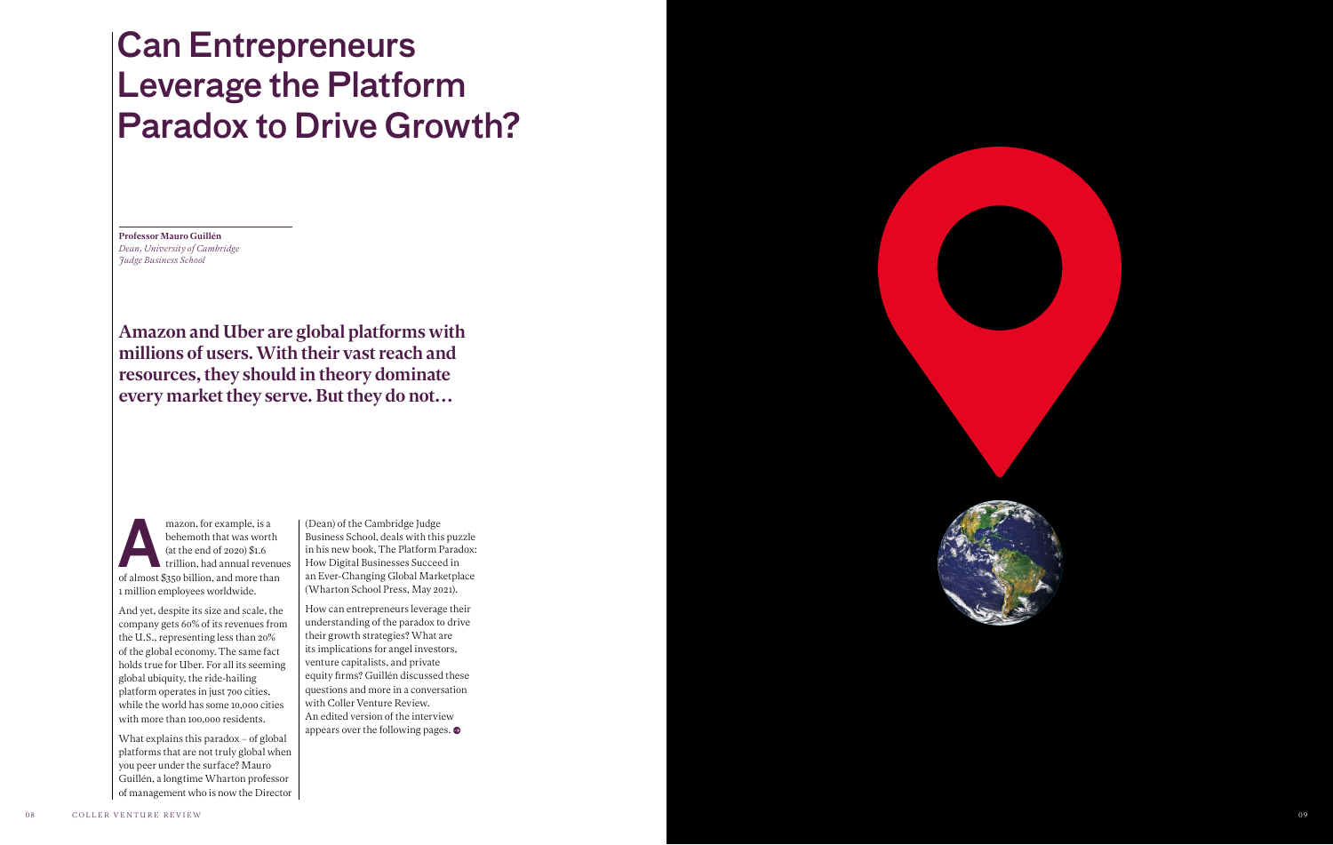# Can Entrepreneurs Leverage the Platform Paradox to Drive Growth?

**Professor Mauro Guillén**
*Dean, University of Cambridge Judge Business School*

**Amazon and Uber are global platforms with millions of users. With their vast reach and resources, they should in theory dominate every market they serve. But they do not…**

Amazon, for example, is a behemoth that was worth (at the end of 2020) $1.6 trillion, had annual revenues of almost $350 billion, and more than 1 million employees worldwide.

And yet, despite its size and scale, the company gets 60% of its revenues from the U.S., representing less than 20% of the global economy. The same fact holds true for Uber. For all its seeming global ubiquity, the ride-hailing platform operates in just 700 cities, while the world has some 10,000 cities with more than 100,000 residents.

What explains this paradox – of global platforms that are not truly global when you peer under the surface? Mauro Guillén, a longtime Wharton professor of management who is now the Director (Dean) of the Cambridge Judge Business School, deals with this puzzle in his new book, The Platform Paradox: How Digital Businesses Succeed in an Ever-Changing Global Marketplace (Wharton School Press, May 2021).

How can entrepreneurs leverage their understanding of the paradox to drive their growth strategies? What are its implications for angel investors, venture capitalists, and private equity firms? Guillén discussed these questions and more in a conversation with Coller Venture Review. An edited version of the interview appears over the following pages.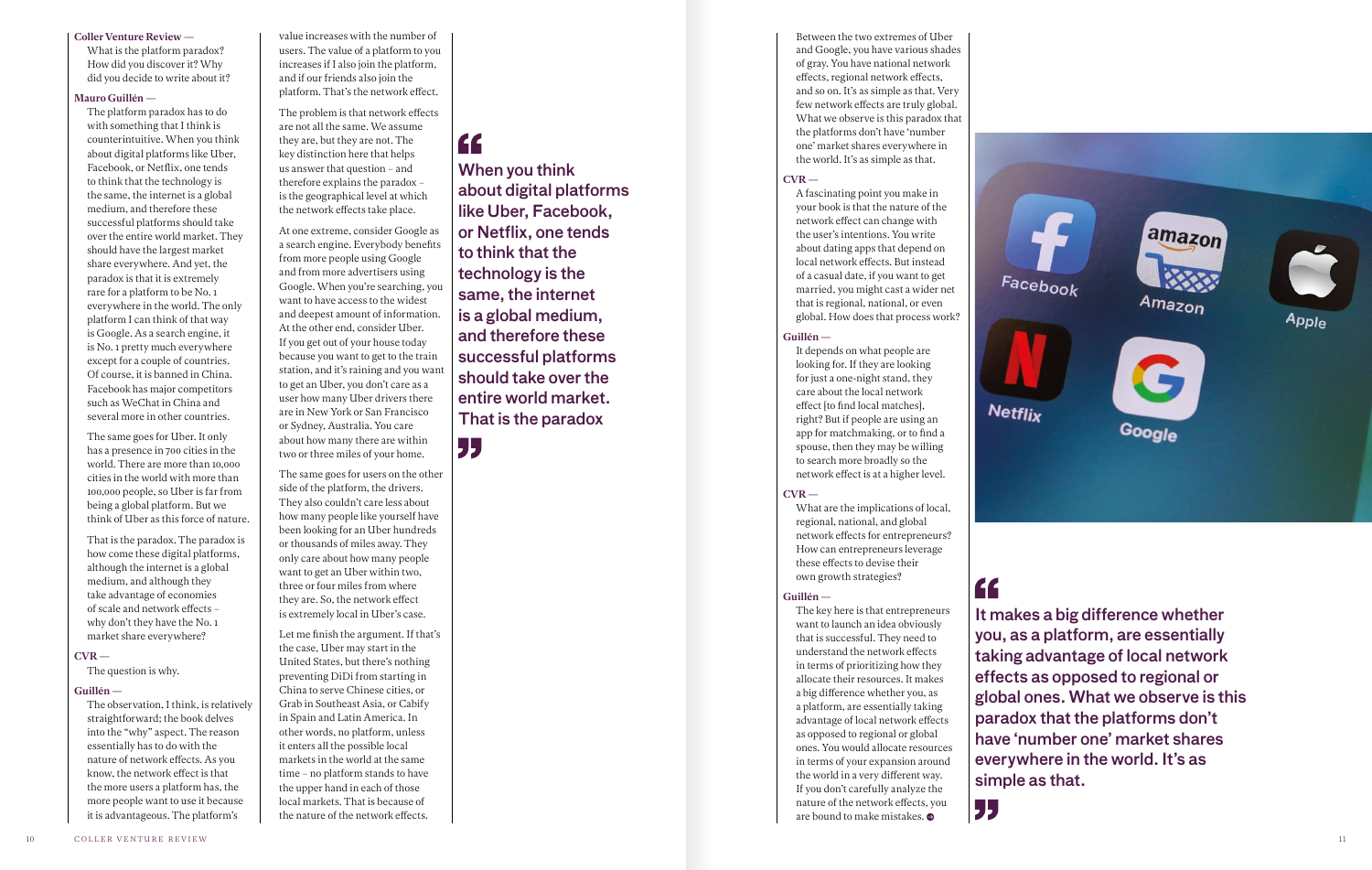**Coller Venture Review —** What is the platform paradox? How did you discover it? Why did you decide to write about it?

**Mauro Guillén —** The platform paradox has to do with something that I think is counterintuitive. When you think about digital platforms like Uber, Facebook, or Netflix, one tends to think that the technology is the same, the internet is a global medium, and therefore these successful platforms should take over the entire world market. They should have the largest market share everywhere. And yet, the paradox is that it is extremely rare for a platform to be No. 1 everywhere in the world. The only platform I can think of that way is Google. As a search engine, it is No. 1 pretty much everywhere except for a couple of countries. Of course, it is banned in China. Facebook has major competitors such as WeChat in China and several more in other countries.

The same goes for Uber. It only has a presence in 700 cities in the world. There are more than 10,000 cities in the world with more than 100,000 people, so Uber is far from being a global platform. But we think of Uber as this force of nature.

That is the paradox. The paradox is how come these digital platforms, although the internet is a global medium, and although they take advantage of economies of scale and network effects – why don't they have the No. 1 market share everywhere?

**CVR —** The question is why.

**Guillén —** The observation, I think, is relatively straightforward; the book delves into the "why" aspect. The reason essentially has to do with the nature of network effects. As you know, the network effect is that the more users a platform has, the more people want to use it because it is advantageous. The platform's value increases with the number of users. The value of a platform to you increases if I also join the platform, and if our friends also join the platform. That's the network effect.

The problem is that network effects are not all the same. We assume they are, but they are not. The key distinction here that helps us answer that question – and therefore explains the paradox – is the geographical level at which the network effects take place.

At one extreme, consider Google as a search engine. Everybody benefits from more people using Google and from more advertisers using Google. When you're searching, you want to have access to the widest and deepest amount of information. At the other end, consider Uber. If you get out of your house today because you want to get to the train station, and it's raining and you want to get an Uber, you don't care as a user how many Uber drivers there are in New York or San Francisco or Sydney, Australia. You care about how many there are within two or three miles of your home.

The same goes for users on the other side of the platform, the drivers. They also couldn't care less about how many people like yourself have been looking for an Uber hundreds or thousands of miles away. They only care about how many people want to get an Uber within two, three or four miles from where they are. So, the network effect is extremely local in Uber's case.

Let me finish the argument. If that's the case, Uber may start in the United States, but there's nothing preventing DiDi from starting in China to serve Chinese cities, or Grab in Southeast Asia, or Cabify in Spain and Latin America. In other words, no platform, unless it enters all the possible local markets in the world at the same time – no platform stands to have the upper hand in each of those local markets. That is because of the nature of the network effects.

> When you think about digital platforms like Uber, Facebook, or Netflix, one tends to think that the technology is the same, the internet is a global medium, and therefore these successful platforms should take over the entire world market. That is the paradox

Between the two extremes of Uber and Google, you have various shades of gray. You have national network effects, regional network effects, and so on. It's as simple as that. Very few network effects are truly global. What we observe is this paradox that the platforms don't have 'number one' market shares everywhere in the world. It's as simple as that.

**CVR —** A fascinating point you make in your book is that the nature of the network effect can change with the user's intentions. You write about dating apps that depend on local network effects. But instead of a casual date, if you want to get married, you might cast a wider net that is regional, national, or even global. How does that process work?

**Guillén —** It depends on what people are looking for. If they are looking for just a one-night stand, they care about the local network effect [to find local matches], right? But if people are using an app for matchmaking, or to find a spouse, then they may be willing to search more broadly so the network effect is at a higher level.

**CVR —** What are the implications of local, regional, national, and global network effects for entrepreneurs? How can entrepreneurs leverage these effects to devise their own growth strategies?

**Guillén —** The key here is that entrepreneurs want to launch an idea obviously that is successful. They need to understand the network effects in terms of prioritizing how they allocate their resources. It makes a big difference whether you, as a platform, are essentially taking advantage of local network effects as opposed to regional or global ones. You would allocate resources in terms of your expansion around the world in a very different way. If you don't carefully analyze the nature of the network effects, you are bound to make mistakes.

> It makes a big difference whether you, as a platform, are essentially taking advantage of local network effects as opposed to regional or global ones. What we observe is this paradox that the platforms don't have 'number one' market shares everywhere in the world. It's as simple as that.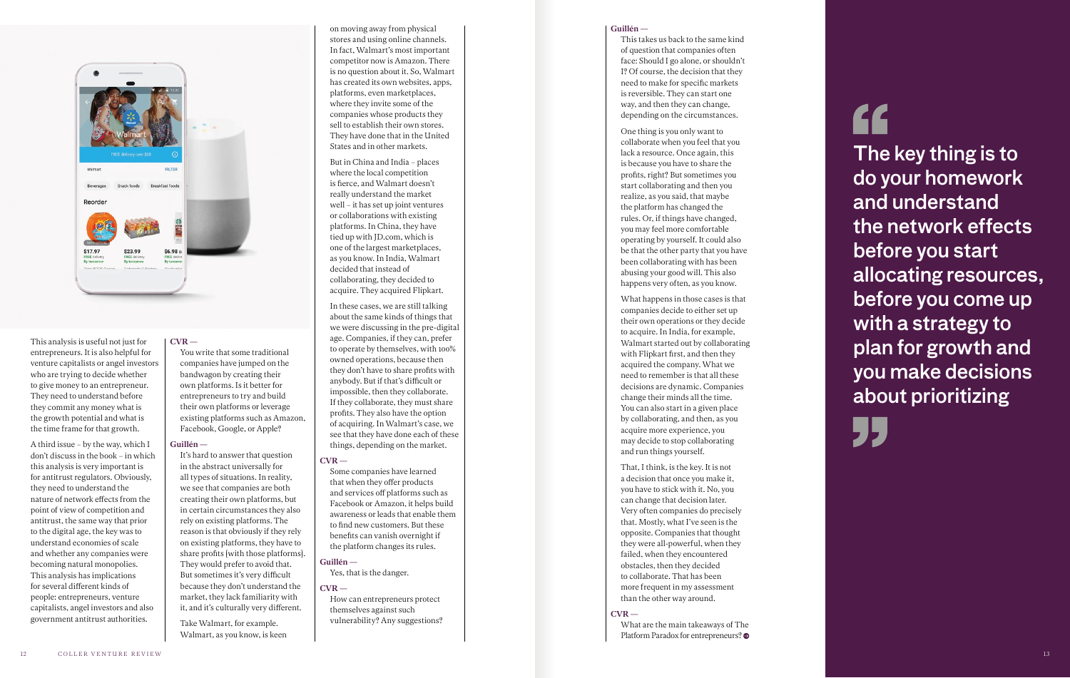This analysis is useful not just for entrepreneurs. It is also helpful for venture capitalists or angel investors who are trying to decide whether to give money to an entrepreneur. They need to understand before they commit any money what is the growth potential and what is the time frame for that growth.

A third issue – by the way, which I don't discuss in the book – in which this analysis is very important is for antitrust regulators. Obviously, they need to understand the nature of network effects from the point of view of competition and antitrust, the same way that prior to the digital age, the key was to understand economies of scale and whether any companies were becoming natural monopolies. This analysis has implications for several different kinds of people: entrepreneurs, venture capitalists, angel investors and also government antitrust authorities.

**CVR —**
You write that some traditional companies have jumped on the bandwagon by creating their own platforms. Is it better for entrepreneurs to try and build their own platforms or leverage existing platforms such as Amazon, Facebook, Google, or Apple?

**Guillén —**
It's hard to answer that question in the abstract universally for all types of situations. In reality, we see that companies are both creating their own platforms, but in certain circumstances they also rely on existing platforms. The reason is that obviously if they rely on existing platforms, they have to share profits [with those platforms]. They would prefer to avoid that. But sometimes it's very difficult because they don't understand the market, they lack familiarity with it, and it's culturally very different.

Take Walmart, for example. Walmart, as you know, is keen on moving away from physical stores and using online channels. In fact, Walmart's most important competitor now is Amazon. There is no question about it. So, Walmart has created its own websites, apps, platforms, even marketplaces, where they invite some of the companies whose products they sell to establish their own stores. They have done that in the United States and in other markets.

But in China and India – places where the local competition is fierce, and Walmart doesn't really understand the market well – it has set up joint ventures or collaborations with existing platforms. In China, they have tied up with JD.com, which is one of the largest marketplaces, as you know. In India, Walmart decided that instead of collaborating, they decided to acquire. They acquired Flipkart.

In these cases, we are still talking about the same kinds of things that we were discussing in the pre-digital age. Companies, if they can, prefer to operate by themselves, with 100% owned operations, because then they don't have to share profits with anybody. But if that's difficult or impossible, then they collaborate. If they collaborate, they must share profits. They also have the option of acquiring. In Walmart's case, we see that they have done each of these things, depending on the market.

**CVR —**
Some companies have learned that when they offer products and services off platforms such as Facebook or Amazon, it helps build awareness or leads that enable them to find new customers. But these benefits can vanish overnight if the platform changes its rules.

**Guillén —**
Yes, that is the danger.

**CVR —**
How can entrepreneurs protect themselves against such vulnerability? Any suggestions?

**Guillén —**
This takes us back to the same kind of question that companies often face: Should I go alone, or shouldn't I? Of course, the decision that they need to make for specific markets is reversible. They can start one way, and then they can change, depending on the circumstances.

One thing is you only want to collaborate when you feel that you lack a resource. Once again, this is because you have to share the profits, right? But sometimes you start collaborating and then you realize, as you said, that maybe the platform has changed the rules. Or, if things have changed, you may feel more comfortable operating by yourself. It could also be that the other party that you have been collaborating with has been abusing your good will. This also happens very often, as you know.

What happens in those cases is that companies decide to either set up their own operations or they decide to acquire. In India, for example, Walmart started out by collaborating with Flipkart first, and then they acquired the company. What we need to remember is that all these decisions are dynamic. Companies change their minds all the time. You can also start in a given place by collaborating, and then, as you acquire more experience, you may decide to stop collaborating and run things yourself.

That, I think, is the key. It is not a decision that once you make it, you have to stick with it. No, you can change that decision later. Very often companies do precisely that. Mostly, what I've seen is the opposite. Companies that thought they were all-powerful, when they failed, when they encountered obstacles, then they decided to collaborate. That has been more frequent in my assessment than the other way around.

**CVR —**
What are the main takeaways of The Platform Paradox for entrepreneurs?

> "The key thing is to do your homework and understand the network effects before you start allocating resources, before you come up with a strategy to plan for growth and you make decisions about prioritizing"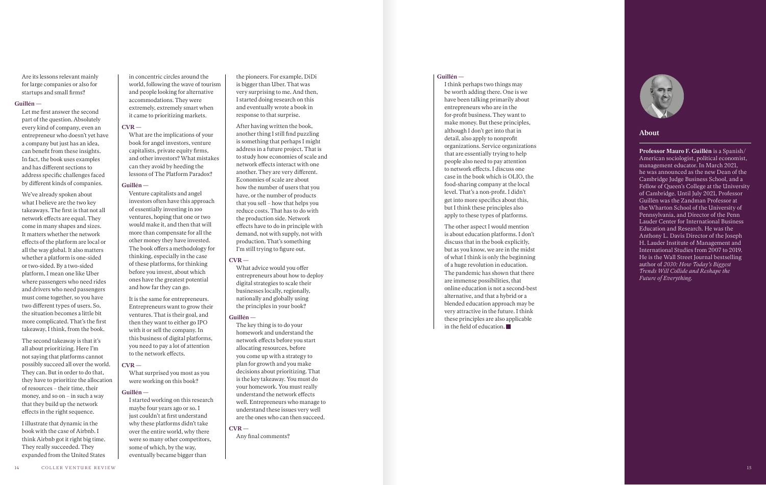Are its lessons relevant mainly for large companies or also for startups and small firms?

**Guillén —**

Let me first answer the second part of the question. Absolutely every kind of company, even an entrepreneur who doesn't yet have a company but just has an idea, can benefit from these insights. In fact, the book uses examples and has different sections to address specific challenges faced by different kinds of companies.

We've already spoken about what I believe are the two key takeaways. The first is that not all network effects are equal. They come in many shapes and sizes. It matters whether the network effects of the platform are local or all the way global. It also matters whether a platform is one-sided or two-sided. By a two-sided platform, I mean one like Uber where passengers who need rides and drivers who need passengers must come together, so you have two different types of users. So, the situation becomes a little bit more complicated. That's the first takeaway, I think, from the book.

The second takeaway is that it's all about prioritizing. Here I'm not saying that platforms cannot possibly succeed all over the world. They can. But in order to do that, they have to prioritize the allocation of resources – their time, their money, and so on – in such a way that they build up the network effects in the right sequence.

I illustrate that dynamic in the book with the case of Airbnb. I think Airbnb got it right big time. They really succeeded. They expanded from the United States in concentric circles around the world, following the wave of tourism and people looking for alternative accommodations. They were extremely, extremely smart when it came to prioritizing markets.

**CVR —**

What are the implications of your book for angel investors, venture capitalists, private equity firms, and other investors? What mistakes can they avoid by heeding the lessons of The Platform Paradox?

**Guillén —**

Venture capitalists and angel investors often have this approach of essentially investing in 100 ventures, hoping that one or two would make it, and then that will more than compensate for all the other money they have invested. The book offers a methodology for thinking, especially in the case of these platforms, for thinking before you invest, about which ones have the greatest potential and how far they can go.

It is the same for entrepreneurs. Entrepreneurs want to grow their ventures. That is their goal, and then they want to either go IPO with it or sell the company. In this business of digital platforms, you need to pay a lot of attention to the network effects.

**CVR —**

What surprised you most as you were working on this book?

**Guillén —**

I started working on this research maybe four years ago or so. I just couldn't at first understand why these platforms didn't take over the entire world, why there were so many other competitors, some of which, by the way, eventually became bigger than the pioneers. For example, DiDi is bigger than Uber. That was very surprising to me. And then, I started doing research on this and eventually wrote a book in response to that surprise.

After having written the book, another thing I still find puzzling is something that perhaps I might address in a future project. That is to study how economies of scale and network effects interact with one another. They are very different. Economies of scale are about how the number of users that you have, or the number of products that you sell – how that helps you reduce costs. That has to do with the production side. Network effects have to do in principle with demand, not with supply, not with production. That's something I'm still trying to figure out.

**CVR —**

What advice would you offer entrepreneurs about how to deploy digital strategies to scale their businesses locally, regionally, nationally and globally using the principles in your book?

**Guillén —**

The key thing is to do your homework and understand the network effects before you start allocating resources, before you come up with a strategy to plan for growth and you make decisions about prioritizing. That is the key takeaway. You must do your homework. You must really understand the network effects well. Entrepreneurs who manage to understand these issues very well are the ones who can then succeed.

**CVR —**

Any final comments?

**Guillén —**

I think perhaps two things may be worth adding there. One is we have been talking primarily about entrepreneurs who are in the for-profit business. They want to make money. But these principles, although I don't get into that in detail, also apply to nonprofit organizations. Service organizations that are essentially trying to help people also need to pay attention to network effects. I discuss one case in the book which is OLIO, the food-sharing company at the local level. That's a non-profit. I didn't get into more specifics about this, but I think these principles also apply to these types of platforms.

The other aspect I would mention is about education platforms. I don't discuss that in the book explicitly, but as you know, we are in the midst of what I think is only the beginning of a huge revolution in education. The pandemic has shown that there are immense possibilities, that online education is not a second-best alternative, and that a hybrid or a blended education approach may be very attractive in the future. I think these principles are also applicable in the field of education. ■

## About

**Professor Mauro F. Guillén** is a Spanish/American sociologist, political economist, management educator. In March 2021, he was announced as the new Dean of the Cambridge Judge Business School, and a Fellow of Queen's College at the University of Cambridge. Until July 2021, Professor Guillén was the Zandman Professor at the Wharton School of the University of Pennsylvania, and Director of the Penn Lauder Center for International Business Education and Research. He was the Anthony L. Davis Director of the Joseph H. Lauder Institute of Management and International Studies from 2007 to 2019. He is the Wall Street Journal bestselling author of *2030: How Today's Biggest Trends Will Collide and Reshape the Future of Everything.*